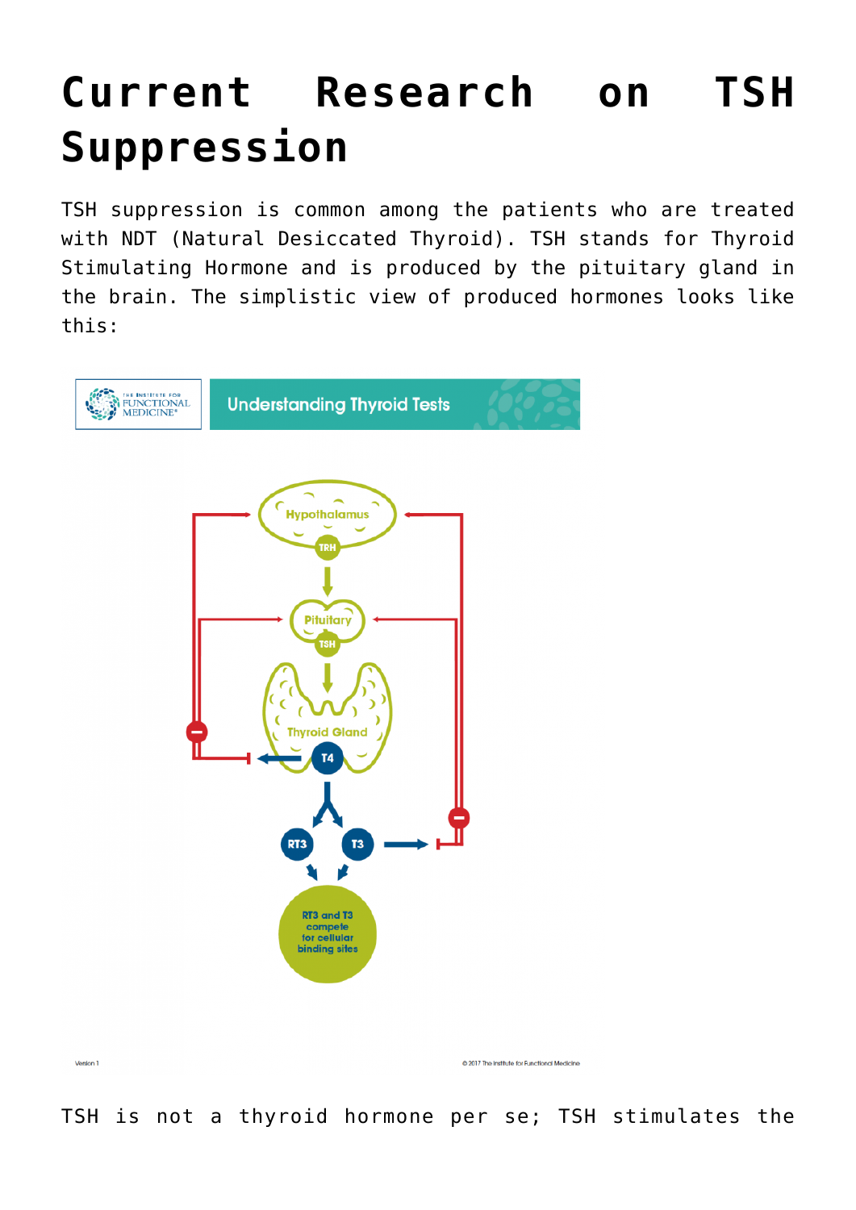# Current Research on TSH Suppression

TSH suppression is common among the patients who are treated with NDT (Natural Desiccated Thyroid). TSH stands for Thyroid Stimulating Hormone and is produced by the pituitary gland in the brain. The simplistic view of produced hormones looks like this:

TSH is not a thyroid hormone per se; TSH stimulates the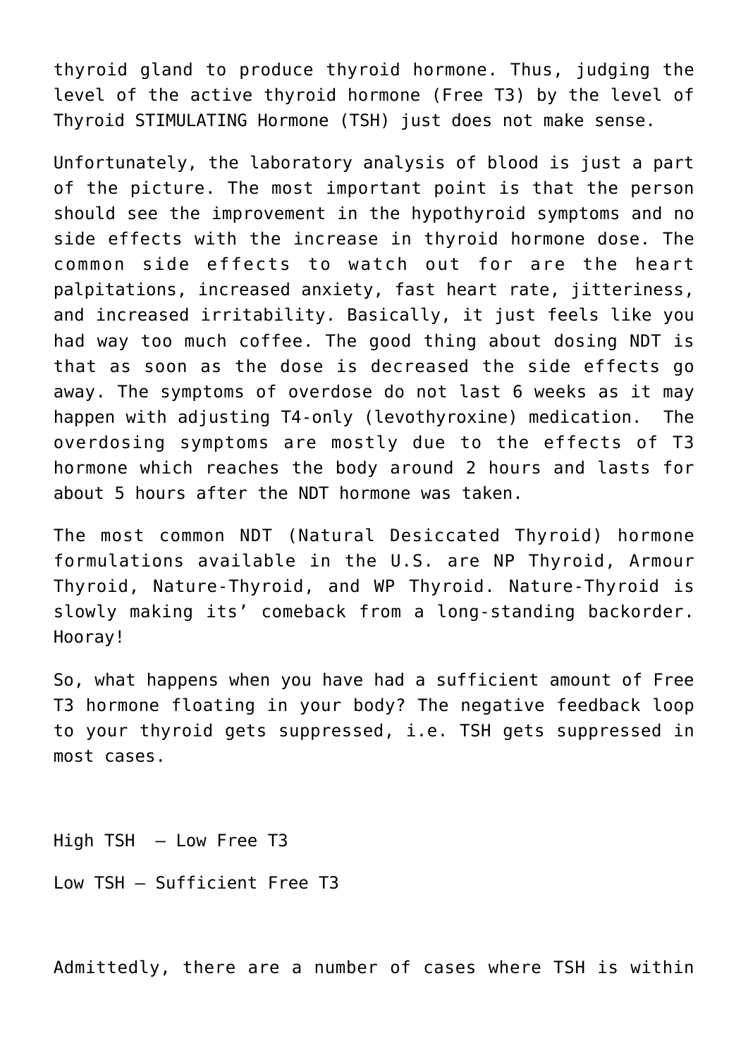thyroid gland to produce thyroid hormone. Thus, judging the level of the active thyroid hormone (Free T3) by the level of Thyroid STIMULATING Hormone (TSH) just does not make sense.

Unfortunately, the laboratory analysis of blood is just a part of the picture. The most important point is that the person should see the improvement in the hypothyroid symptoms and no side effects with the increase in thyroid hormone dose. The common side effects to watch out for are the heart palpitations, increased anxiety, fast heart rate, jitteriness, and increased irritability. Basically, it just feels like you had way too much coffee. The good thing about dosing NDT is that as soon as the dose is decreased the side effects go away. The symptoms of overdose do not last 6 weeks as it may happen with adjusting T4-only (levothyroxine) medication. The overdosing symptoms are mostly due to the effects of T3 hormone which reaches the body around 2 hours and lasts for about 5 hours after the NDT hormone was taken.

The most common NDT (Natural Desiccated Thyroid) hormone formulations available in the U.S. are NP Thyroid, Armour Thyroid, Nature-Thyroid, and WP Thyroid. Nature-Thyroid is slowly making its' comeback from a long-standing backorder. Hooray!

So, what happens when you have had a sufficient amount of Free T3 hormone floating in your body? The negative feedback loop to your thyroid gets suppressed, i.e. TSH gets suppressed in most cases.

High TSH – Low Free T3

Low TSH – Sufficient Free T3

Admittedly, there are a number of cases where TSH is within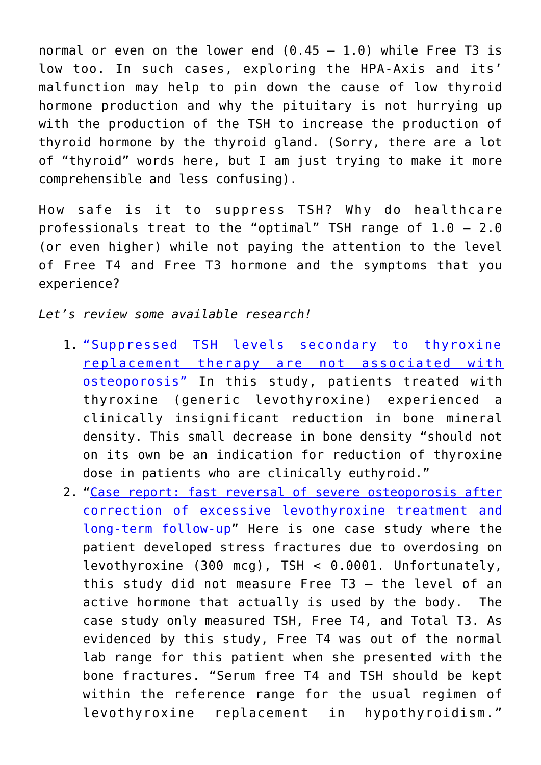normal or even on the lower end (0.45 – 1.0) while Free T3 is low too. In such cases, exploring the HPA-Axis and its' malfunction may help to pin down the cause of low thyroid hormone production and why the pituitary is not hurrying up with the production of the TSH to increase the production of thyroid hormone by the thyroid gland. (Sorry, there are a lot of "thyroid" words here, but I am just trying to make it more comprehensible and less confusing).

How safe is it to suppress TSH? Why do healthcare professionals treat to the "optimal" TSH range of 1.0 – 2.0 (or even higher) while not paying the attention to the level of Free T4 and Free T3 hormone and the symptoms that you experience?

*Let's review some available research!*

1. "Suppressed TSH levels secondary to thyroxine replacement therapy are not associated with osteoporosis" In this study, patients treated with thyroxine (generic levothyroxine) experienced a clinically insignificant reduction in bone mineral density. This small decrease in bone density "should not on its own be an indication for reduction of thyroxine dose in patients who are clinically euthyroid."
2. "Case report: fast reversal of severe osteoporosis after correction of excessive levothyroxine treatment and long-term follow-up" Here is one case study where the patient developed stress fractures due to overdosing on levothyroxine (300 mcg), TSH < 0.0001. Unfortunately, this study did not measure Free T3 – the level of an active hormone that actually is used by the body. The case study only measured TSH, Free T4, and Total T3. As evidenced by this study, Free T4 was out of the normal lab range for this patient when she presented with the bone fractures. "Serum free T4 and TSH should be kept within the reference range for the usual regimen of levothyroxine replacement in hypothyroidism."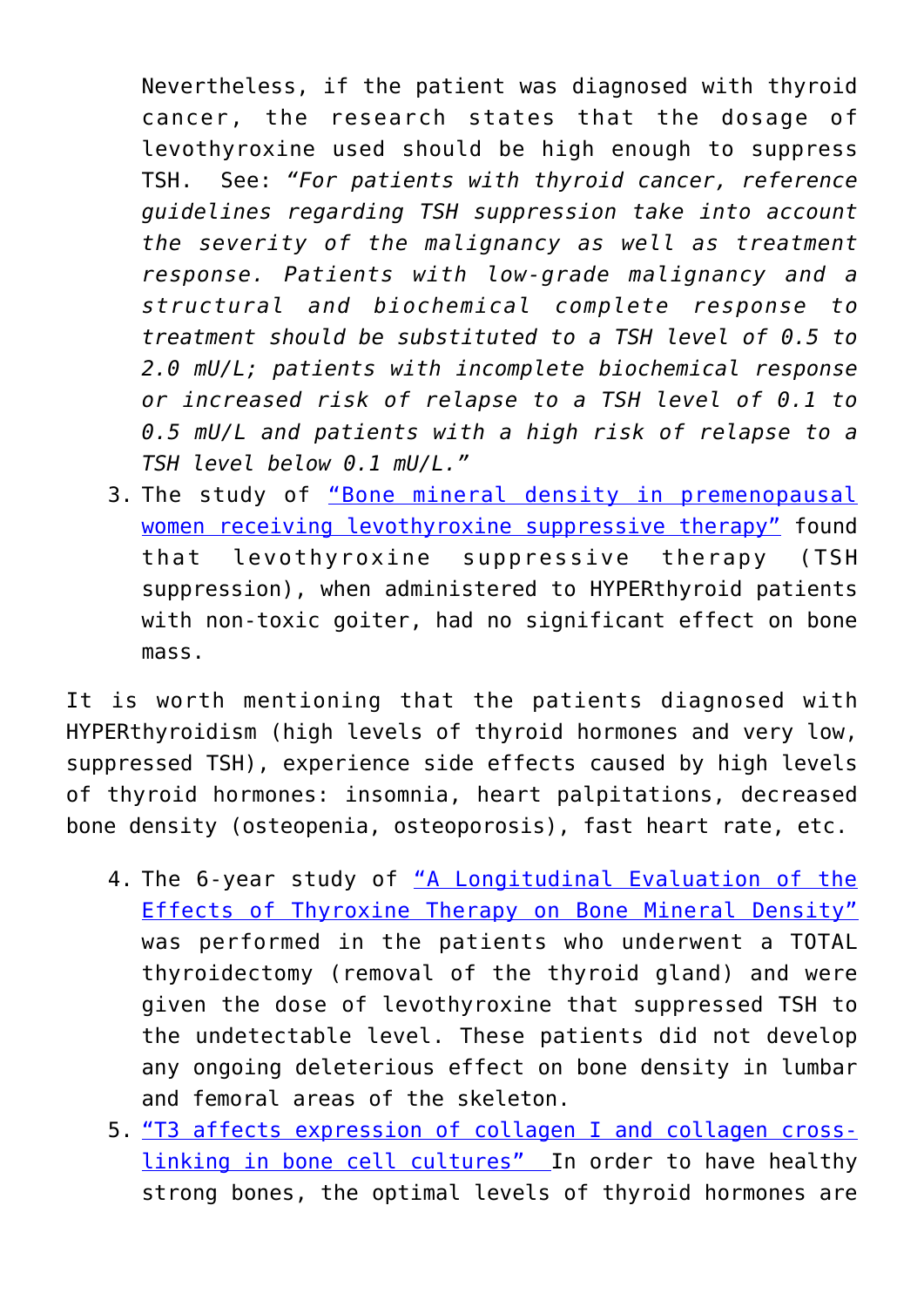Nevertheless, if the patient was diagnosed with thyroid cancer, the research states that the dosage of levothyroxine used should be high enough to suppress TSH. See: *"For patients with thyroid cancer, reference guidelines regarding TSH suppression take into account the severity of the malignancy as well as treatment response. Patients with low-grade malignancy and a structural and biochemical complete response to treatment should be substituted to a TSH level of 0.5 to 2.0 mU/L; patients with incomplete biochemical response or increased risk of relapse to a TSH level of 0.1 to 0.5 mU/L and patients with a high risk of relapse to a TSH level below 0.1 mU/L."*

3. The study of "Bone mineral density in premenopausal women receiving levothyroxine suppressive therapy" found that levothyroxine suppressive therapy (TSH suppression), when administered to HYPERthyroid patients with non-toxic goiter, had no significant effect on bone mass.

It is worth mentioning that the patients diagnosed with HYPERthyroidism (high levels of thyroid hormones and very low, suppressed TSH), experience side effects caused by high levels of thyroid hormones: insomnia, heart palpitations, decreased bone density (osteopenia, osteoporosis), fast heart rate, etc.

4. The 6-year study of "A Longitudinal Evaluation of the Effects of Thyroxine Therapy on Bone Mineral Density" was performed in the patients who underwent a TOTAL thyroidectomy (removal of the thyroid gland) and were given the dose of levothyroxine that suppressed TSH to the undetectable level. These patients did not develop any ongoing deleterious effect on bone density in lumbar and femoral areas of the skeleton.
5. "T3 affects expression of collagen I and collagen cross-linking in bone cell cultures" In order to have healthy strong bones, the optimal levels of thyroid hormones are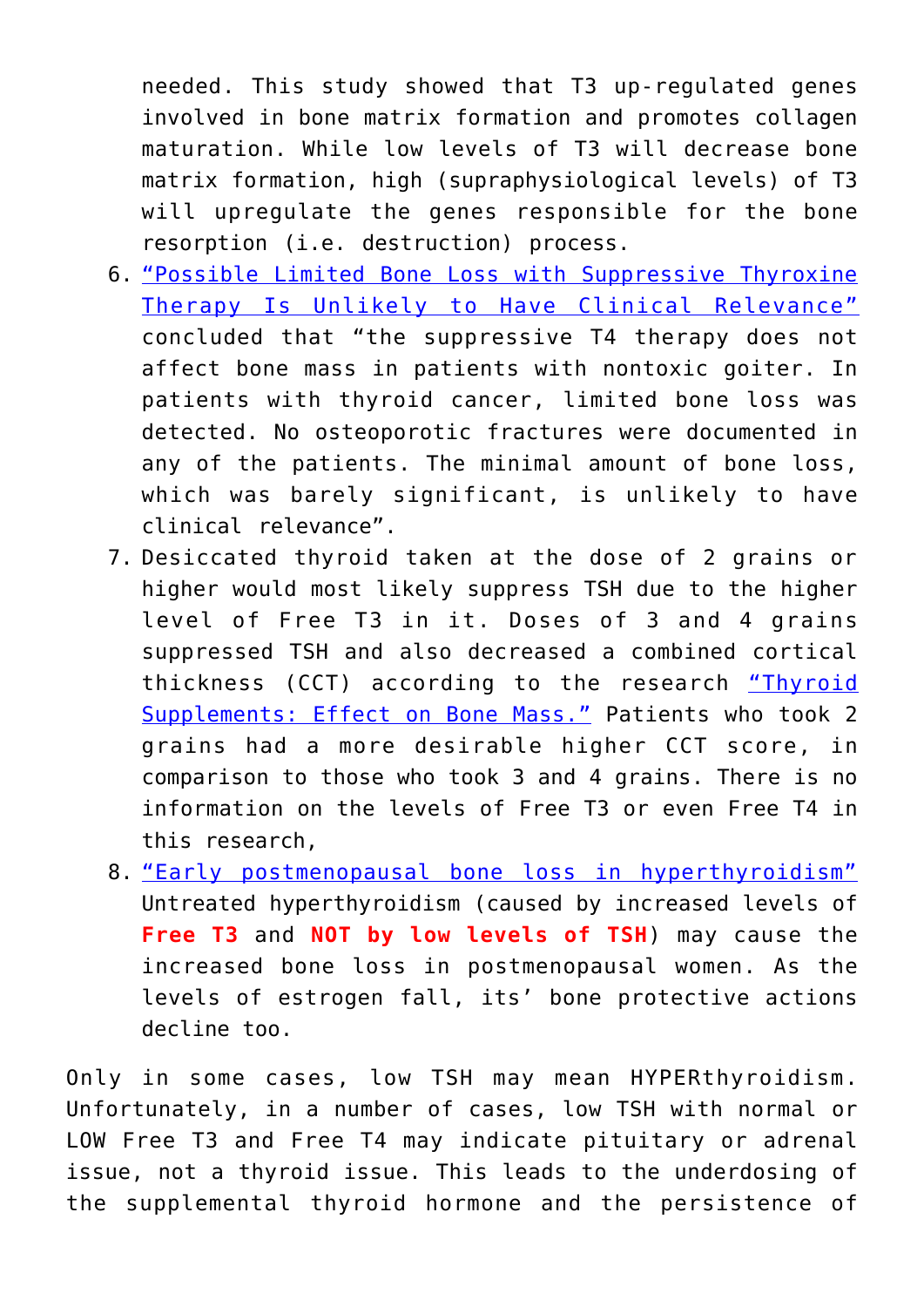needed. This study showed that T3 up-regulated genes involved in bone matrix formation and promotes collagen maturation. While low levels of T3 will decrease bone matrix formation, high (supraphysiological levels) of T3 will upregulate the genes responsible for the bone resorption (i.e. destruction) process.

6. “Possible Limited Bone Loss with Suppressive Thyroxine Therapy Is Unlikely to Have Clinical Relevance” concluded that “the suppressive T4 therapy does not affect bone mass in patients with nontoxic goiter. In patients with thyroid cancer, limited bone loss was detected. No osteoporotic fractures were documented in any of the patients. The minimal amount of bone loss, which was barely significant, is unlikely to have clinical relevance”.
7. Desiccated thyroid taken at the dose of 2 grains or higher would most likely suppress TSH due to the higher level of Free T3 in it. Doses of 3 and 4 grains suppressed TSH and also decreased a combined cortical thickness (CCT) according to the research “Thyroid Supplements: Effect on Bone Mass.” Patients who took 2 grains had a more desirable higher CCT score, in comparison to those who took 3 and 4 grains. There is no information on the levels of Free T3 or even Free T4 in this research,
8. “Early postmenopausal bone loss in hyperthyroidism” Untreated hyperthyroidism (caused by increased levels of **Free T3** and **NOT by low levels of TSH**) may cause the increased bone loss in postmenopausal women. As the levels of estrogen fall, its’ bone protective actions decline too.

Only in some cases, low TSH may mean HYPERthyroidism. Unfortunately, in a number of cases, low TSH with normal or LOW Free T3 and Free T4 may indicate pituitary or adrenal issue, not a thyroid issue. This leads to the underdosing of the supplemental thyroid hormone and the persistence of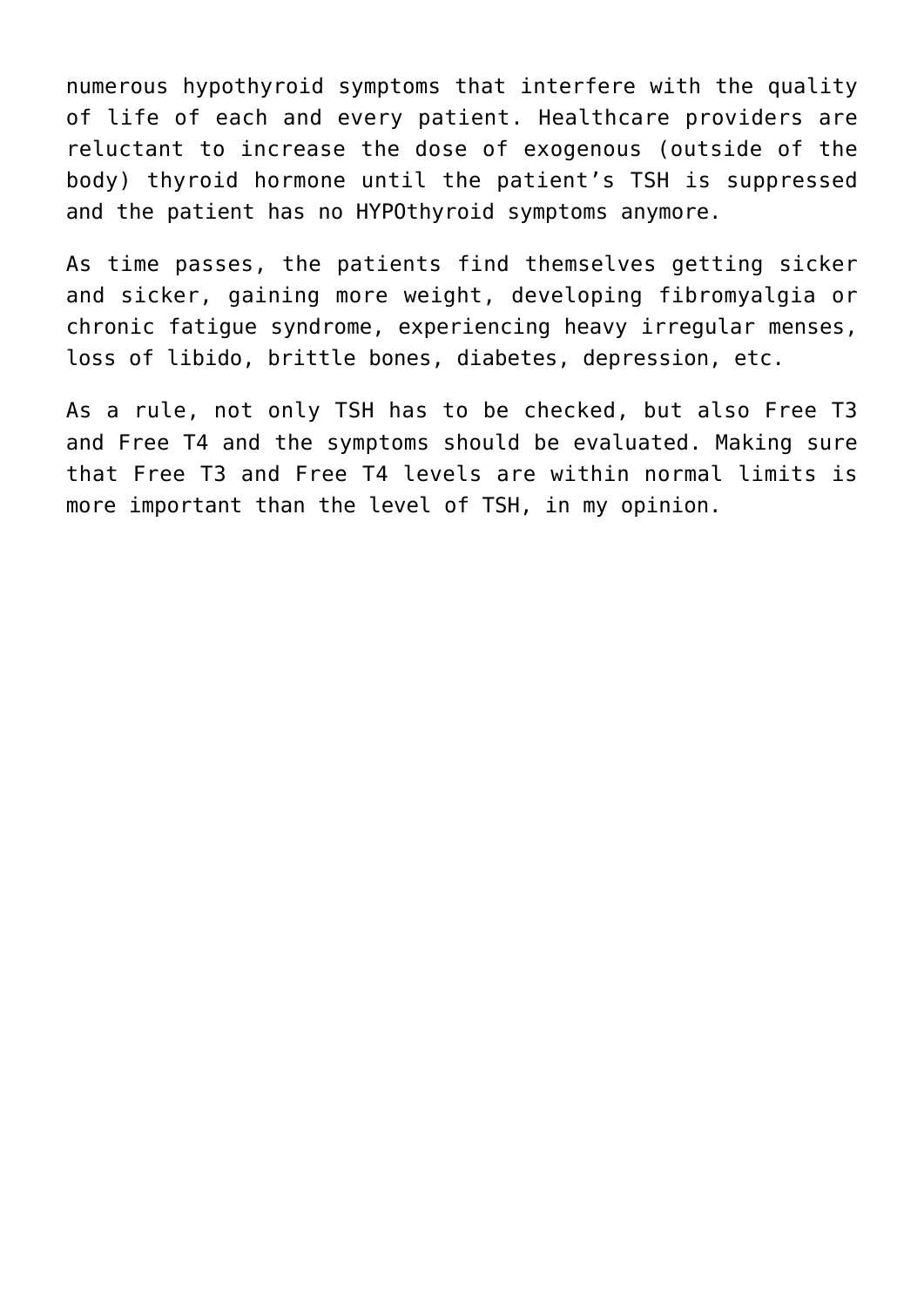numerous hypothyroid symptoms that interfere with the quality of life of each and every patient. Healthcare providers are reluctant to increase the dose of exogenous (outside of the body) thyroid hormone until the patient's TSH is suppressed and the patient has no HYPOthyroid symptoms anymore.

As time passes, the patients find themselves getting sicker and sicker, gaining more weight, developing fibromyalgia or chronic fatigue syndrome, experiencing heavy irregular menses, loss of libido, brittle bones, diabetes, depression, etc.

As a rule, not only TSH has to be checked, but also Free T3 and Free T4 and the symptoms should be evaluated. Making sure that Free T3 and Free T4 levels are within normal limits is more important than the level of TSH, in my opinion.